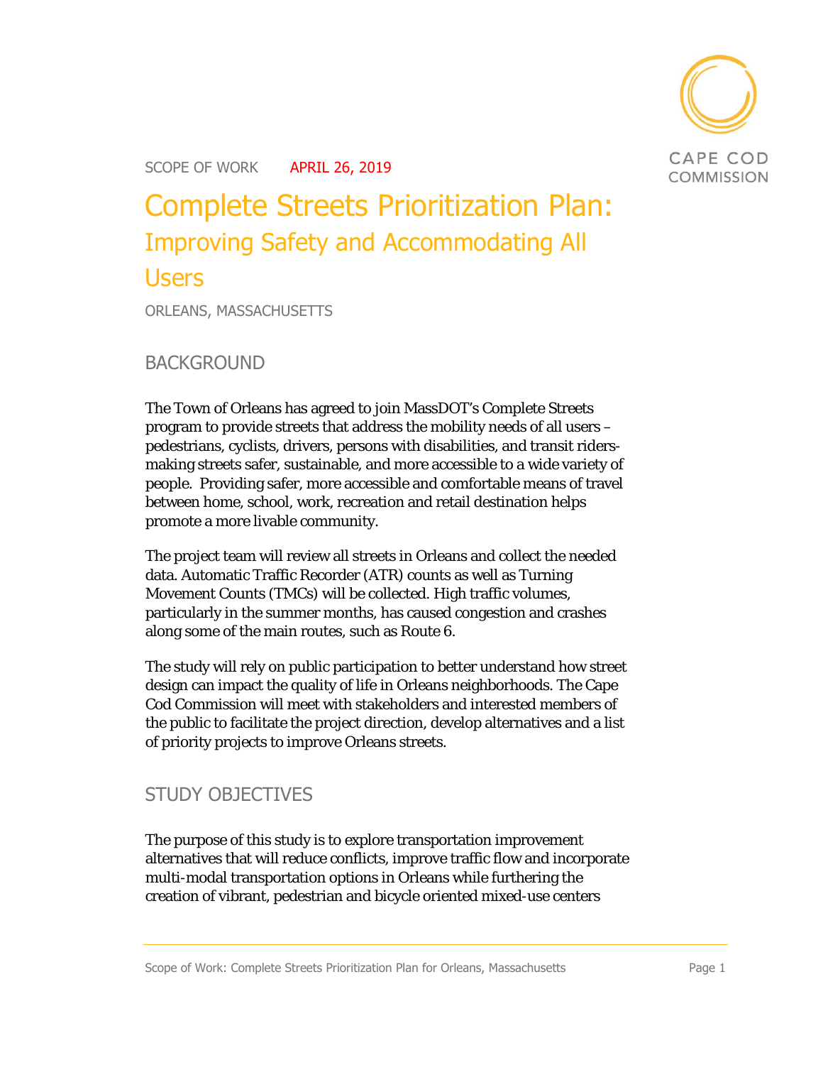CAPE COD COMMISSION

SCOPE OF WORK APRIL 26, 2019

# Complete Streets Prioritization Plan:
## Improving Safety and Accommodating All Users

ORLEANS, MASSACHUSETTS

## BACKGROUND

The Town of Orleans has agreed to join MassDOT's Complete Streets program to provide streets that address the mobility needs of all users – pedestrians, cyclists, drivers, persons with disabilities, and transit riders-making streets safer, sustainable, and more accessible to a wide variety of people. Providing safer, more accessible and comfortable means of travel between home, school, work, recreation and retail destination helps promote a more livable community.

The project team will review all streets in Orleans and collect the needed data. Automatic Traffic Recorder (ATR) counts as well as Turning Movement Counts (TMCs) will be collected. High traffic volumes, particularly in the summer months, has caused congestion and crashes along some of the main routes, such as Route 6.

The study will rely on public participation to better understand how street design can impact the quality of life in Orleans neighborhoods. The Cape Cod Commission will meet with stakeholders and interested members of the public to facilitate the project direction, develop alternatives and a list of priority projects to improve Orleans streets.

## STUDY OBJECTIVES

The purpose of this study is to explore transportation improvement alternatives that will reduce conflicts, improve traffic flow and incorporate multi-modal transportation options in Orleans while furthering the creation of vibrant, pedestrian and bicycle oriented mixed-use centers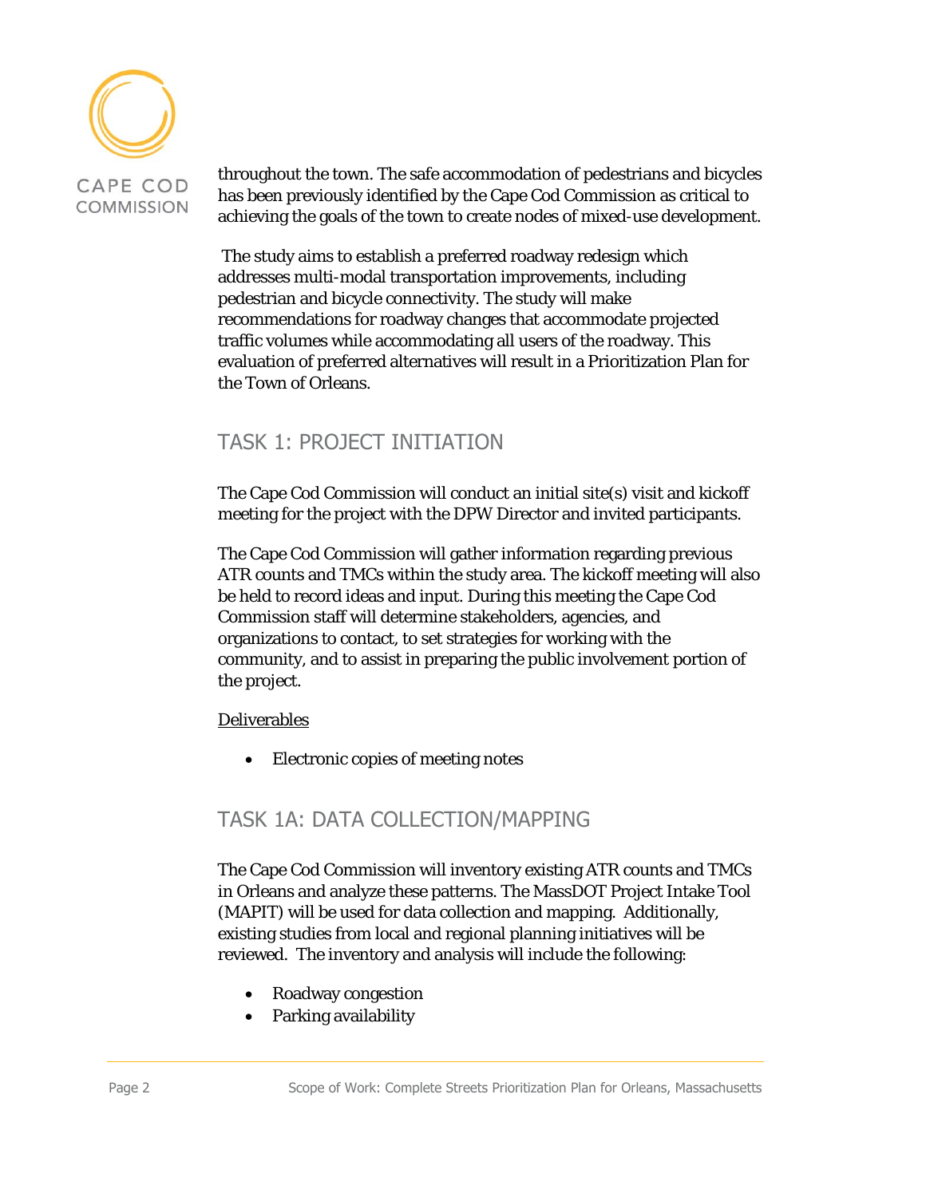throughout the town. The safe accommodation of pedestrians and bicycles has been previously identified by the Cape Cod Commission as critical to achieving the goals of the town to create nodes of mixed-use development.

The study aims to establish a preferred roadway redesign which addresses multi-modal transportation improvements, including pedestrian and bicycle connectivity. The study will make recommendations for roadway changes that accommodate projected traffic volumes while accommodating all users of the roadway. This evaluation of preferred alternatives will result in a Prioritization Plan for the Town of Orleans.

## TASK 1: PROJECT INITIATION

The Cape Cod Commission will conduct an initial site(s) visit and kickoff meeting for the project with the DPW Director and invited participants.

The Cape Cod Commission will gather information regarding previous ATR counts and TMCs within the study area. The kickoff meeting will also be held to record ideas and input. During this meeting the Cape Cod Commission staff will determine stakeholders, agencies, and organizations to contact, to set strategies for working with the community, and to assist in preparing the public involvement portion of the project.

Deliverables

- Electronic copies of meeting notes

## TASK 1A: DATA COLLECTION/MAPPING

The Cape Cod Commission will inventory existing ATR counts and TMCs in Orleans and analyze these patterns. The MassDOT Project Intake Tool (MAPIT) will be used for data collection and mapping. Additionally, existing studies from local and regional planning initiatives will be reviewed. The inventory and analysis will include the following:

- Roadway congestion
- Parking availability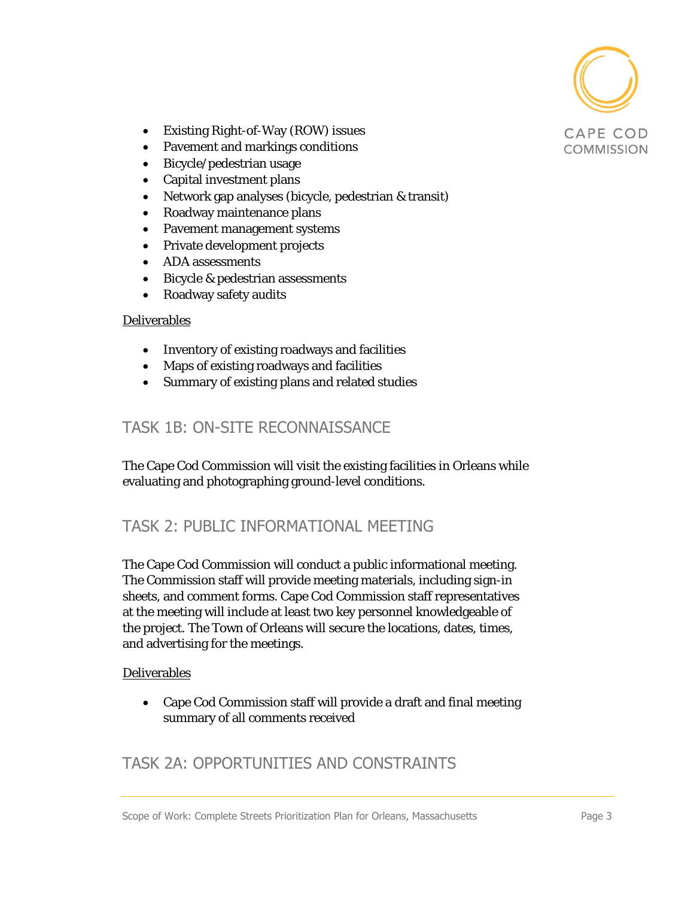- Existing Right-of-Way (ROW) issues
- Pavement and markings conditions
- Bicycle/pedestrian usage
- Capital investment plans
- Network gap analyses (bicycle, pedestrian & transit)
- Roadway maintenance plans
- Pavement management systems
- Private development projects
- ADA assessments
- Bicycle & pedestrian assessments
- Roadway safety audits

Deliverables

- Inventory of existing roadways and facilities
- Maps of existing roadways and facilities
- Summary of existing plans and related studies

## TASK 1B: ON-SITE RECONNAISSANCE

The Cape Cod Commission will visit the existing facilities in Orleans while evaluating and photographing ground-level conditions.

## TASK 2: PUBLIC INFORMATIONAL MEETING

The Cape Cod Commission will conduct a public informational meeting. The Commission staff will provide meeting materials, including sign-in sheets, and comment forms. Cape Cod Commission staff representatives at the meeting will include at least two key personnel knowledgeable of the project. The Town of Orleans will secure the locations, dates, times, and advertising for the meetings.

Deliverables

- Cape Cod Commission staff will provide a draft and final meeting summary of all comments received

## TASK 2A: OPPORTUNITIES AND CONSTRAINTS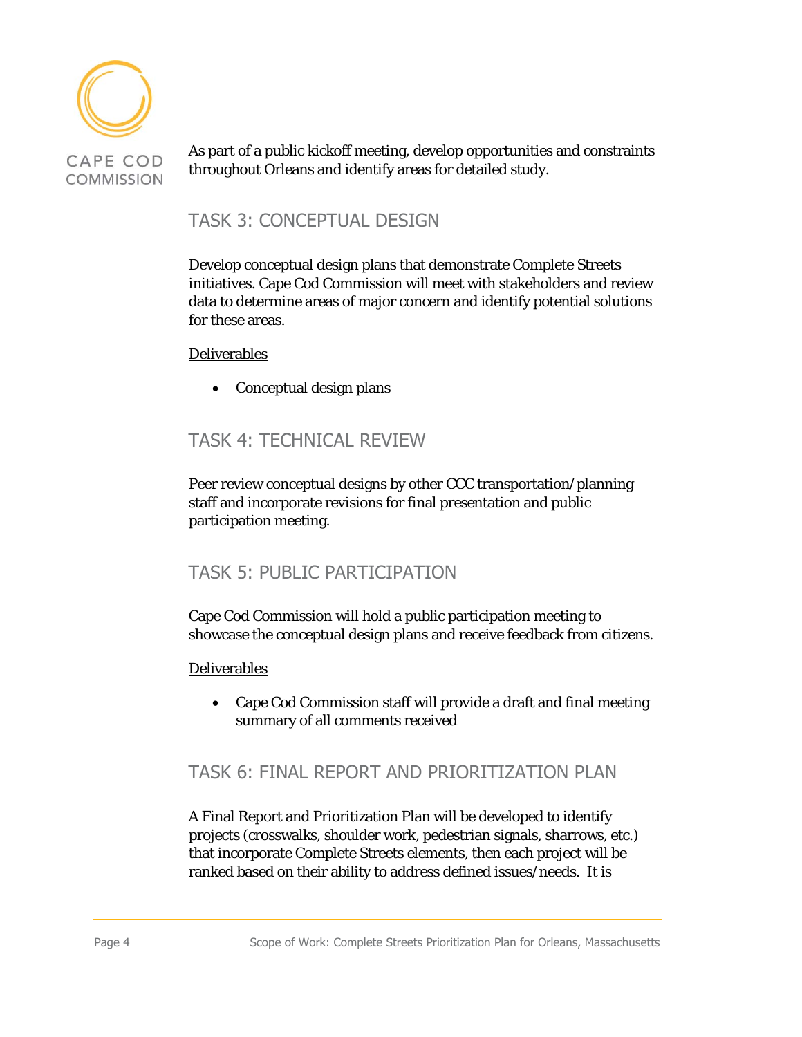As part of a public kickoff meeting, develop opportunities and constraints throughout Orleans and identify areas for detailed study.

## TASK 3: CONCEPTUAL DESIGN

Develop conceptual design plans that demonstrate Complete Streets initiatives. Cape Cod Commission will meet with stakeholders and review data to determine areas of major concern and identify potential solutions for these areas.

<u>Deliverables</u>

- Conceptual design plans

## TASK 4: TECHNICAL REVIEW

Peer review conceptual designs by other CCC transportation/planning staff and incorporate revisions for final presentation and public participation meeting.

## TASK 5: PUBLIC PARTICIPATION

Cape Cod Commission will hold a public participation meeting to showcase the conceptual design plans and receive feedback from citizens.

<u>Deliverables</u>

- Cape Cod Commission staff will provide a draft and final meeting summary of all comments received

## TASK 6: FINAL REPORT AND PRIORITIZATION PLAN

A Final Report and Prioritization Plan will be developed to identify projects (crosswalks, shoulder work, pedestrian signals, sharrows, etc.) that incorporate Complete Streets elements, then each project will be ranked based on their ability to address defined issues/needs. It is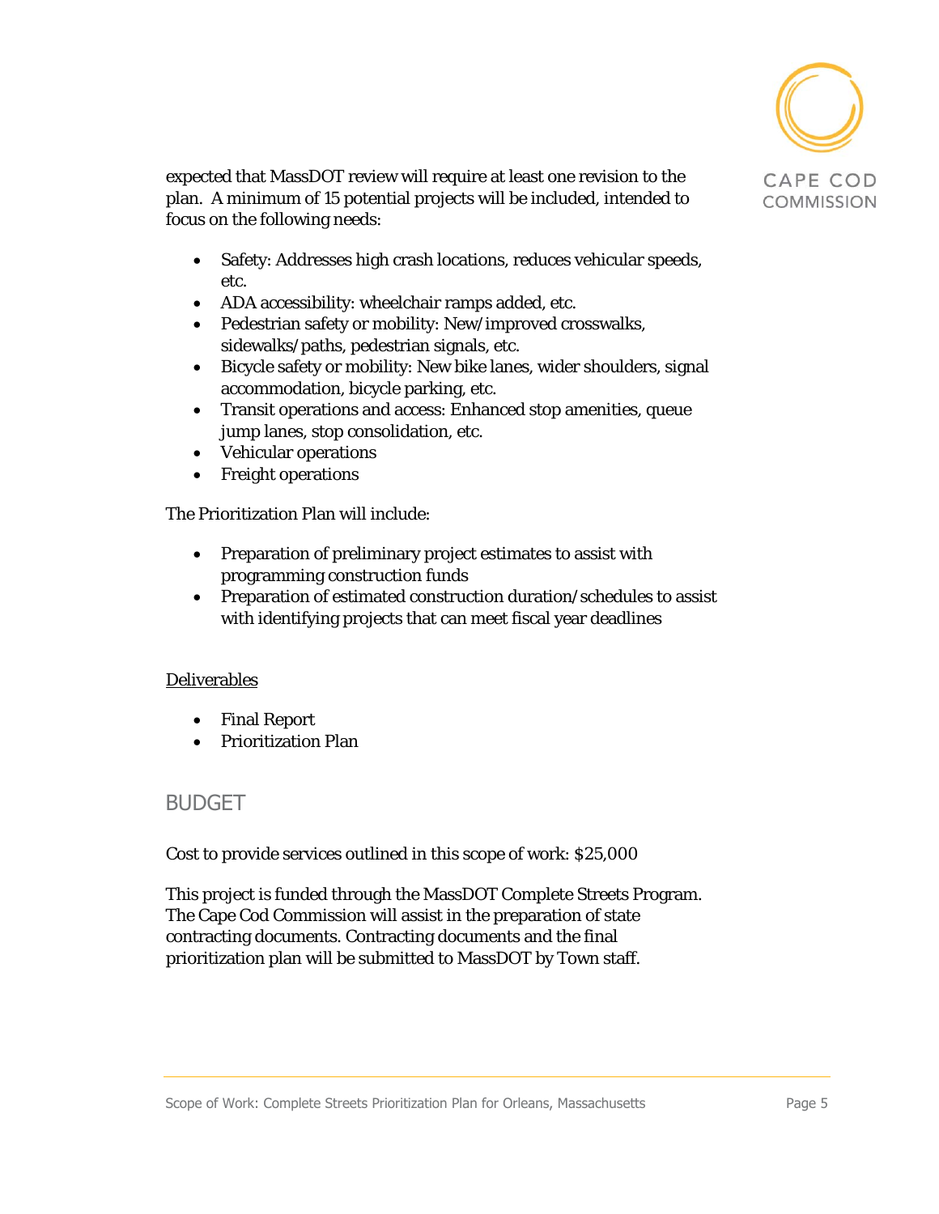expected that MassDOT review will require at least one revision to the plan. A minimum of 15 potential projects will be included, intended to focus on the following needs:

- Safety: Addresses high crash locations, reduces vehicular speeds, etc.
- ADA accessibility: wheelchair ramps added, etc.
- Pedestrian safety or mobility: New/improved crosswalks, sidewalks/paths, pedestrian signals, etc.
- Bicycle safety or mobility: New bike lanes, wider shoulders, signal accommodation, bicycle parking, etc.
- Transit operations and access: Enhanced stop amenities, queue jump lanes, stop consolidation, etc.
- Vehicular operations
- Freight operations

The Prioritization Plan will include:

- Preparation of preliminary project estimates to assist with programming construction funds
- Preparation of estimated construction duration/schedules to assist with identifying projects that can meet fiscal year deadlines

<u>Deliverables</u>

- Final Report
- Prioritization Plan

## BUDGET

Cost to provide services outlined in this scope of work: $25,000

This project is funded through the MassDOT Complete Streets Program. The Cape Cod Commission will assist in the preparation of state contracting documents. Contracting documents and the final prioritization plan will be submitted to MassDOT by Town staff.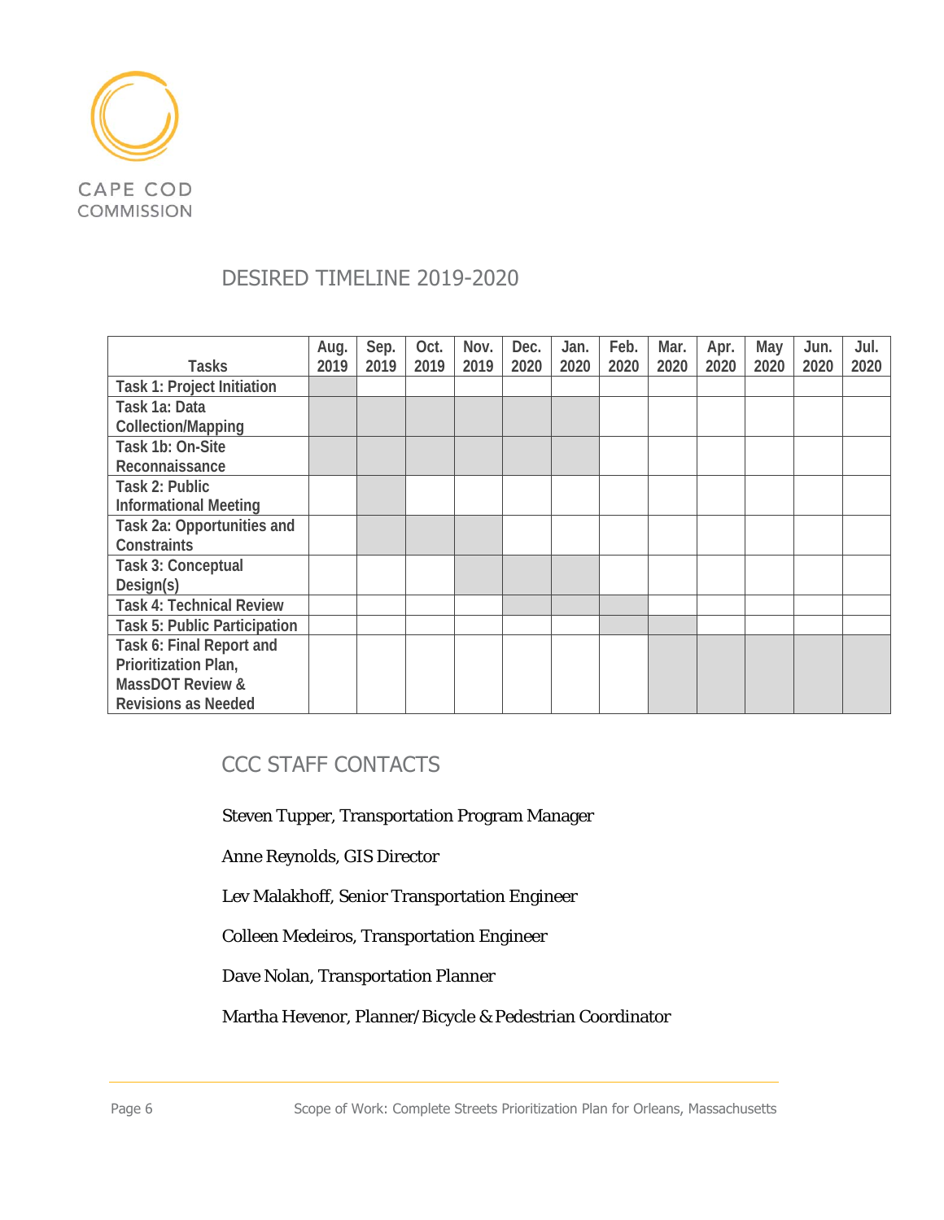## DESIRED TIMELINE 2019-2020

| Tasks | Aug. 2019 | Sep. 2019 | Oct. 2019 | Nov. 2019 | Dec. 2020 | Jan. 2020 | Feb. 2020 | Mar. 2020 | Apr. 2020 | May 2020 | Jun. 2020 | Jul. 2020 |
|---|---|---|---|---|---|---|---|---|---|---|---|---|
| **Task 1: Project Initiation** | ■ | | | | | | | | | | | |
| **Task 1a: Data Collection/Mapping** | ■ | ■ | ■ | ■ | ■ | ■ | | | | | | |
| **Task 1b: On-Site Reconnaissance** | ■ | ■ | ■ | ■ | ■ | ■ | | | | | | |
| **Task 2: Public Informational Meeting** | | ■ | | | | | | | | | | |
| **Task 2a: Opportunities and Constraints** | | ■ | ■ | ■ | | | | | | | | |
| **Task 3: Conceptual Design(s)** | | | | ■ | ■ | ■ | | | | | | |
| **Task 4: Technical Review** | | | | | ■ | ■ | ■ | | | | | |
| **Task 5: Public Participation** | | | | | | | ■ | ■ | | | | |
| **Task 6: Final Report and Prioritization Plan, MassDOT Review & Revisions as Needed** | | | | | | | | ■ | ■ | ■ | ■ | ■ |

## CCC STAFF CONTACTS

Steven Tupper, Transportation Program Manager

Anne Reynolds, GIS Director

Lev Malakhoff, Senior Transportation Engineer

Colleen Medeiros, Transportation Engineer

Dave Nolan, Transportation Planner

Martha Hevenor, Planner/Bicycle & Pedestrian Coordinator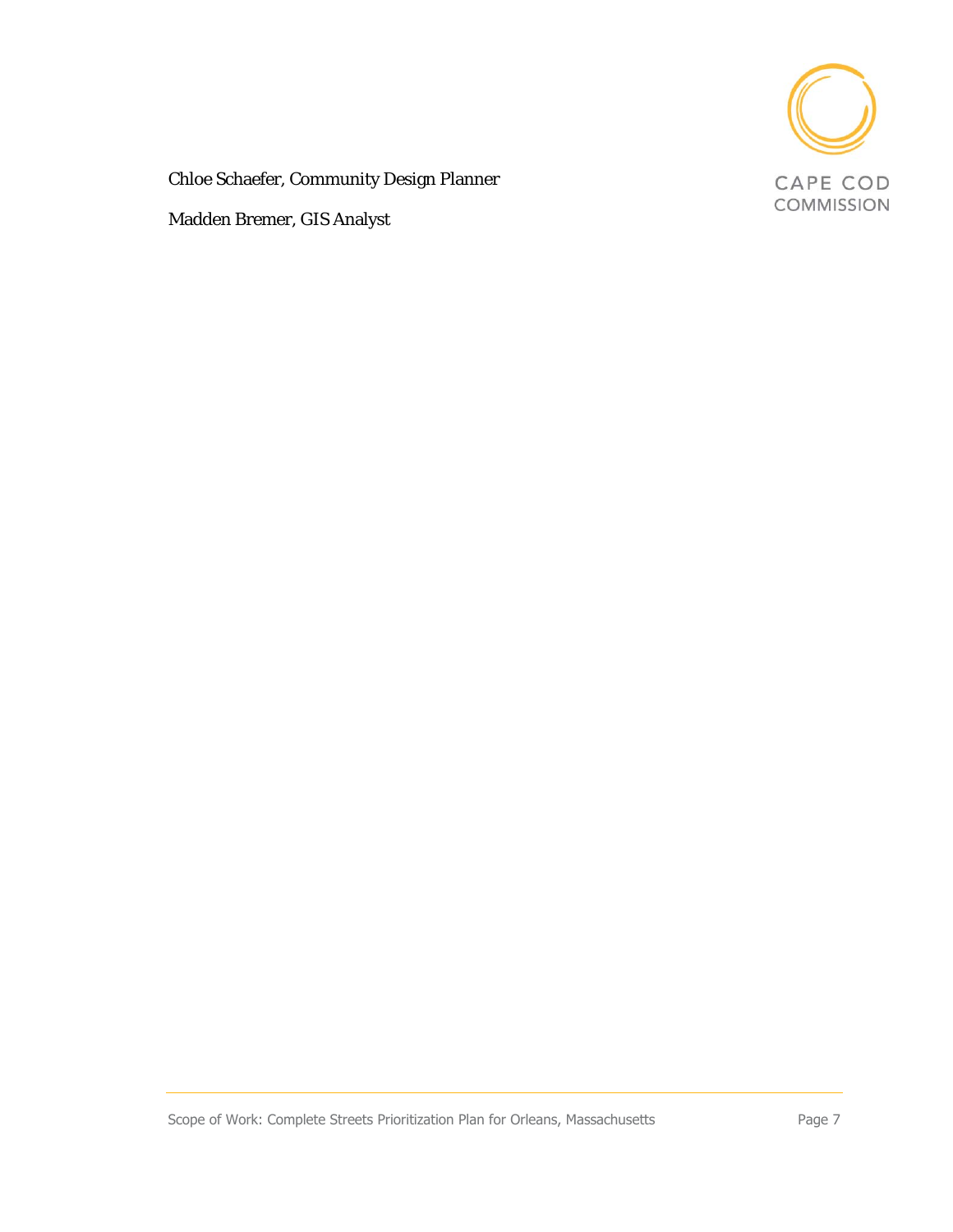Chloe Schaefer, Community Design Planner

Madden Bremer, GIS Analyst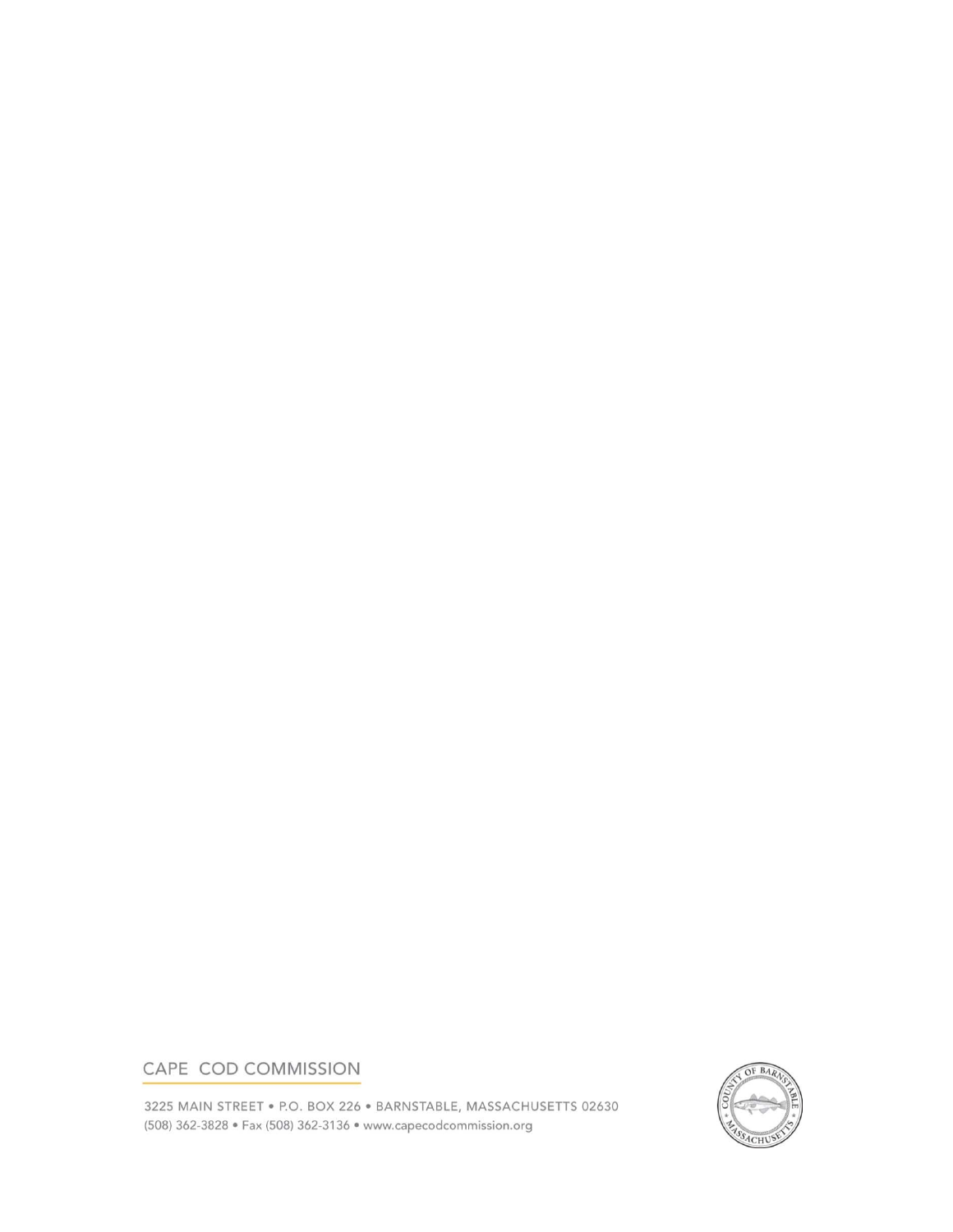CAPE COD COMMISSION

3225 MAIN STREET • P.O. BOX 226 • BARNSTABLE, MASSACHUSETTS 02630
(508) 362-3828 • Fax (508) 362-3136 • www.capecodcommission.org